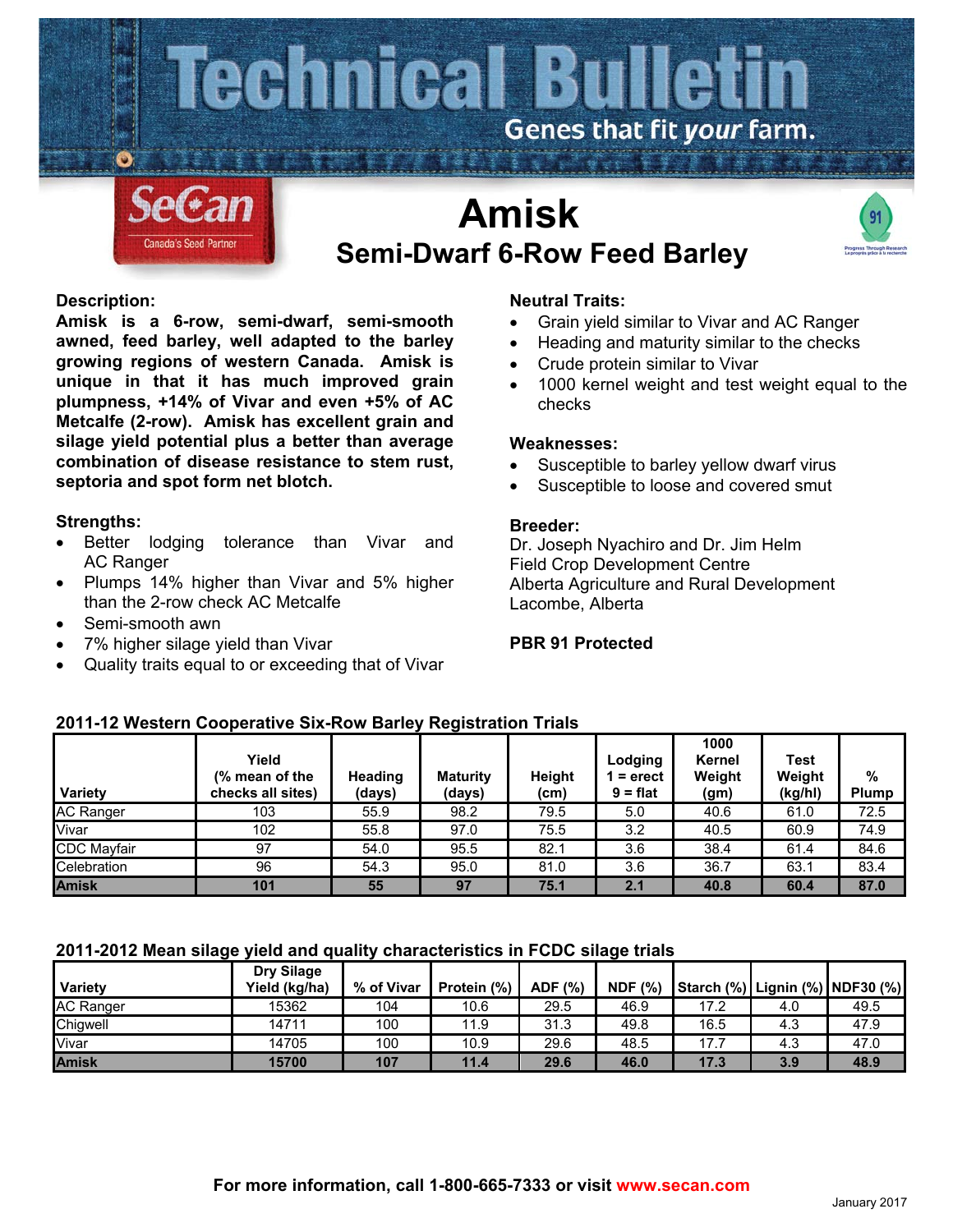# Technical Bulletin

Genes that fit *your* farm.

SeCan
Canada's Seed Partner

# Amisk

## Semi-Dwarf 6-Row Feed Barley

### Description:

**Amisk is a 6-row, semi-dwarf, semi-smooth awned, feed barley, well adapted to the barley growing regions of western Canada. Amisk is unique in that it has much improved grain plumpness, +14% of Vivar and even +5% of AC Metcalfe (2-row). Amisk has excellent grain and silage yield potential plus a better than average combination of disease resistance to stem rust, septoria and spot form net blotch.**

### Strengths:

- Better lodging tolerance than Vivar and AC Ranger
- Plumps 14% higher than Vivar and 5% higher than the 2-row check AC Metcalfe
- Semi-smooth awn
- 7% higher silage yield than Vivar
- Quality traits equal to or exceeding that of Vivar

### Neutral Traits:

- Grain yield similar to Vivar and AC Ranger
- Heading and maturity similar to the checks
- Crude protein similar to Vivar
- 1000 kernel weight and test weight equal to the checks

### Weaknesses:

- Susceptible to barley yellow dwarf virus
- Susceptible to loose and covered smut

### Breeder:

Dr. Joseph Nyachiro and Dr. Jim Helm
Field Crop Development Centre
Alberta Agriculture and Rural Development
Lacombe, Alberta

**PBR 91 Protected**

### 2011-12 Western Cooperative Six-Row Barley Registration Trials

| Variety | Yield (% mean of the checks all sites) | Heading (days) | Maturity (days) | Height (cm) | Lodging 1 = erect 9 = flat | 1000 Kernel Weight (gm) | Test Weight (kg/hl) | % Plump |
|---|---|---|---|---|---|---|---|---|
| AC Ranger | 103 | 55.9 | 98.2 | 79.5 | 5.0 | 40.6 | 61.0 | 72.5 |
| Vivar | 102 | 55.8 | 97.0 | 75.5 | 3.2 | 40.5 | 60.9 | 74.9 |
| CDC Mayfair | 97 | 54.0 | 95.5 | 82.1 | 3.6 | 38.4 | 61.4 | 84.6 |
| Celebration | 96 | 54.3 | 95.0 | 81.0 | 3.6 | 36.7 | 63.1 | 83.4 |
| **Amisk** | **101** | **55** | **97** | **75.1** | **2.1** | **40.8** | **60.4** | **87.0** |

### 2011-2012 Mean silage yield and quality characteristics in FCDC silage trials

| Variety | Dry Silage Yield (kg/ha) | % of Vivar | Protein (%) | ADF (%) | NDF (%) | Starch (%) | Lignin (%) | NDF30 (%) |
|---|---|---|---|---|---|---|---|---|
| AC Ranger | 15362 | 104 | 10.6 | 29.5 | 46.9 | 17.2 | 4.0 | 49.5 |
| Chigwell | 14711 | 100 | 11.9 | 31.3 | 49.8 | 16.5 | 4.3 | 47.9 |
| Vivar | 14705 | 100 | 10.9 | 29.6 | 48.5 | 17.7 | 4.3 | 47.0 |
| **Amisk** | **15700** | **107** | **11.4** | **29.6** | **46.0** | **17.3** | **3.9** | **48.9** |

**For more information, call 1-800-665-7333 or visit www.secan.com**

January 2017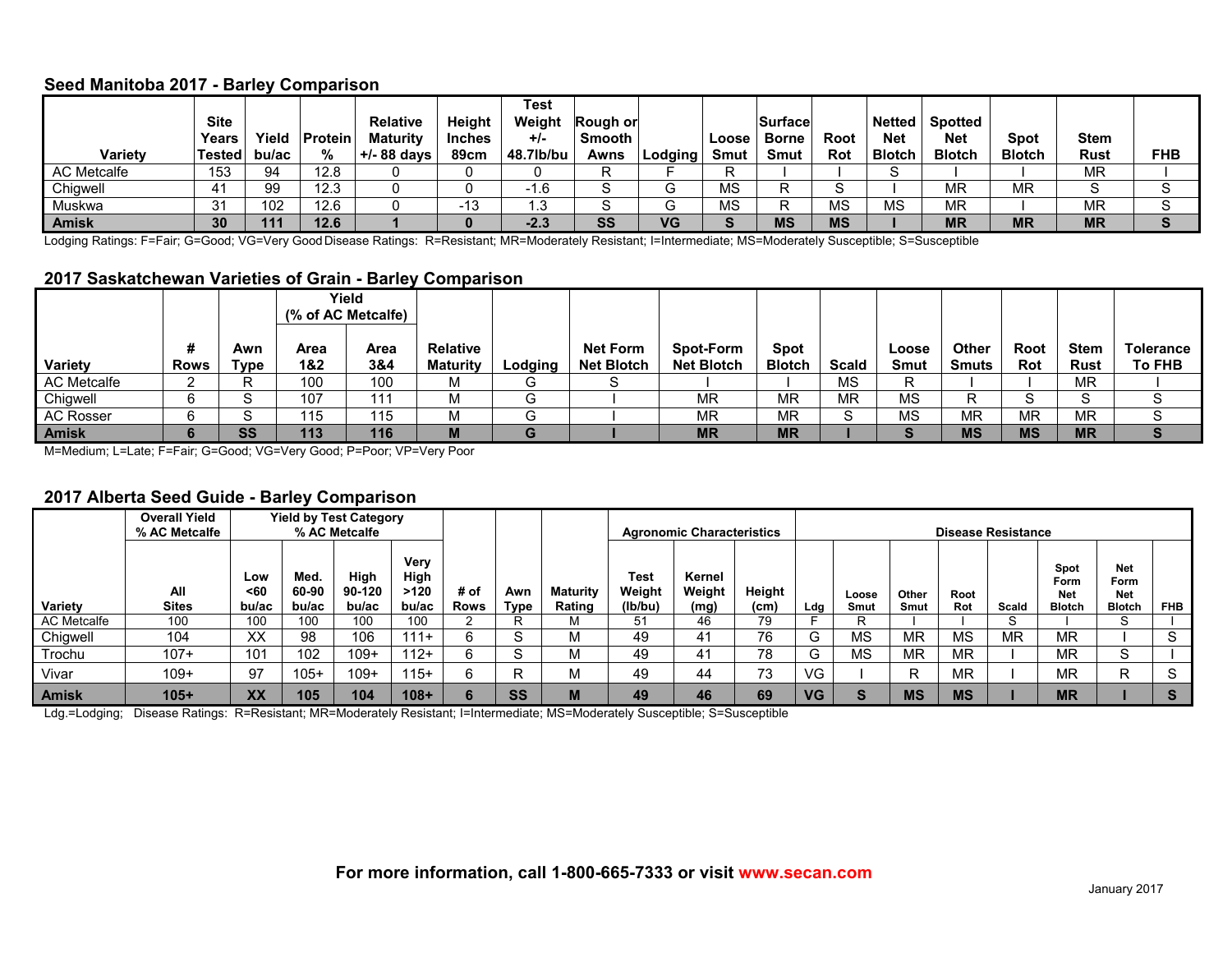## Seed Manitoba 2017 - Barley Comparison

| Variety | Site Years Tested | Yield bu/ac | Protein % | Relative Maturity +/- 88 days | Height Inches 89cm | Test Weight +/- 48.7lb/bu | Rough or Smooth Awns | Lodging | Loose Smut | Surface Borne Smut | Root Rot | Netted Net Blotch | Spotted Net Blotch | Spot Blotch | Stem Rust | FHB |
|---|---|---|---|---|---|---|---|---|---|---|---|---|---|---|---|---|
| AC Metcalfe | 153 | 94 | 12.8 | 0 | 0 | 0 | R | F | R | I | I | S | I | I | MR | I |
| Chigwell | 41 | 99 | 12.3 | 0 | 0 | -1.6 | S | G | MS | R | S | I | MR | MR | S | S |
| Muskwa | 31 | 102 | 12.6 | 0 | -13 | 1.3 | S | G | MS | R | MS | MS | MR | I | MR | S |
| **Amisk** | **30** | **111** | **12.6** | **1** | **0** | **-2.3** | **SS** | **VG** | **S** | **MS** | **MS** | **I** | **MR** | **MR** | **MR** | **S** |

Lodging Ratings: F=Fair; G=Good; VG=Very Good Disease Ratings: R=Resistant; MR=Moderately Resistant; I=Intermediate; MS=Moderately Susceptible; S=Susceptible

## 2017 Saskatchewan Varieties of Grain - Barley Comparison

| Variety | # Rows | Awn Type | Yield (% of AC Metcalfe) Area 1&2 | Area 3&4 | Relative Maturity | Lodging | Net Form Net Blotch | Spot-Form Net Blotch | Spot Blotch | Scald | Loose Smut | Other Smuts | Root Rot | Stem Rust | Tolerance To FHB |
|---|---|---|---|---|---|---|---|---|---|---|---|---|---|---|---|
| AC Metcalfe | 2 | R | 100 | 100 | M | G | S | I | I | MS | R | I | I | MR | I |
| Chigwell | 6 | S | 107 | 111 | M | G | I | MR | MR | MR | MS | R | S | S | S |
| AC Rosser | 6 | S | 115 | 115 | M | G | I | MR | MR | S | MS | MR | MR | MR | S |
| **Amisk** | **6** | **SS** | **113** | **116** | **M** | **G** | **I** | **MR** | **MR** | **I** | **S** | **MS** | **MS** | **MR** | **S** |

M=Medium; L=Late; F=Fair; G=Good; VG=Very Good; P=Poor; VP=Very Poor

## 2017 Alberta Seed Guide - Barley Comparison

| Variety | Overall Yield % AC Metcalfe | Yield by Test Category % AC Metcalfe | | | | | | | Agronomic Characteristics | | | Disease Resistance | | | | | | | |
|---|---|---|---|---|---|---|---|---|---|---|---|---|---|---|---|---|---|---|---|
| | All Sites | Low <60 bu/ac | Med. 60-90 bu/ac | High 90-120 bu/ac | Very High >120 bu/ac | # of Rows | Awn Type | Maturity Rating | Test Weight (lb/bu) | Kernel Weight (mg) | Height (cm) | Ldg | Loose Smut | Other Smut | Root Rot | Scald | Spot Form Net Blotch | Net Form Net Blotch | FHB |
| AC Metcalfe | 100 | 100 | 100 | 100 | 100 | 2 | R | M | 51 | 46 | 79 | F | R | I | I | S | I | S | I |
| Chigwell | 104 | XX | 98 | 106 | 111+ | 6 | S | M | 49 | 41 | 76 | G | MS | MR | MS | MR | MR | I | S |
| Trochu | 107+ | 101 | 102 | 109+ | 112+ | 6 | S | M | 49 | 41 | 78 | G | MS | MR | MR | I | MR | S | I |
| Vivar | 109+ | 97 | 105+ | 109+ | 115+ | 6 | R | M | 49 | 44 | 73 | VG | I | R | MR | I | MR | R | S |
| **Amisk** | **105+** | **XX** | **105** | **104** | **108+** | **6** | **SS** | **M** | **49** | **46** | **69** | **VG** | **S** | **MS** | **MS** | **I** | **MR** | **I** | **S** |

Ldg.=Lodging; Disease Ratings: R=Resistant; MR=Moderately Resistant; I=Intermediate; MS=Moderately Susceptible; S=Susceptible

**For more information, call 1-800-665-7333 or visit www.secan.com**

January 2017